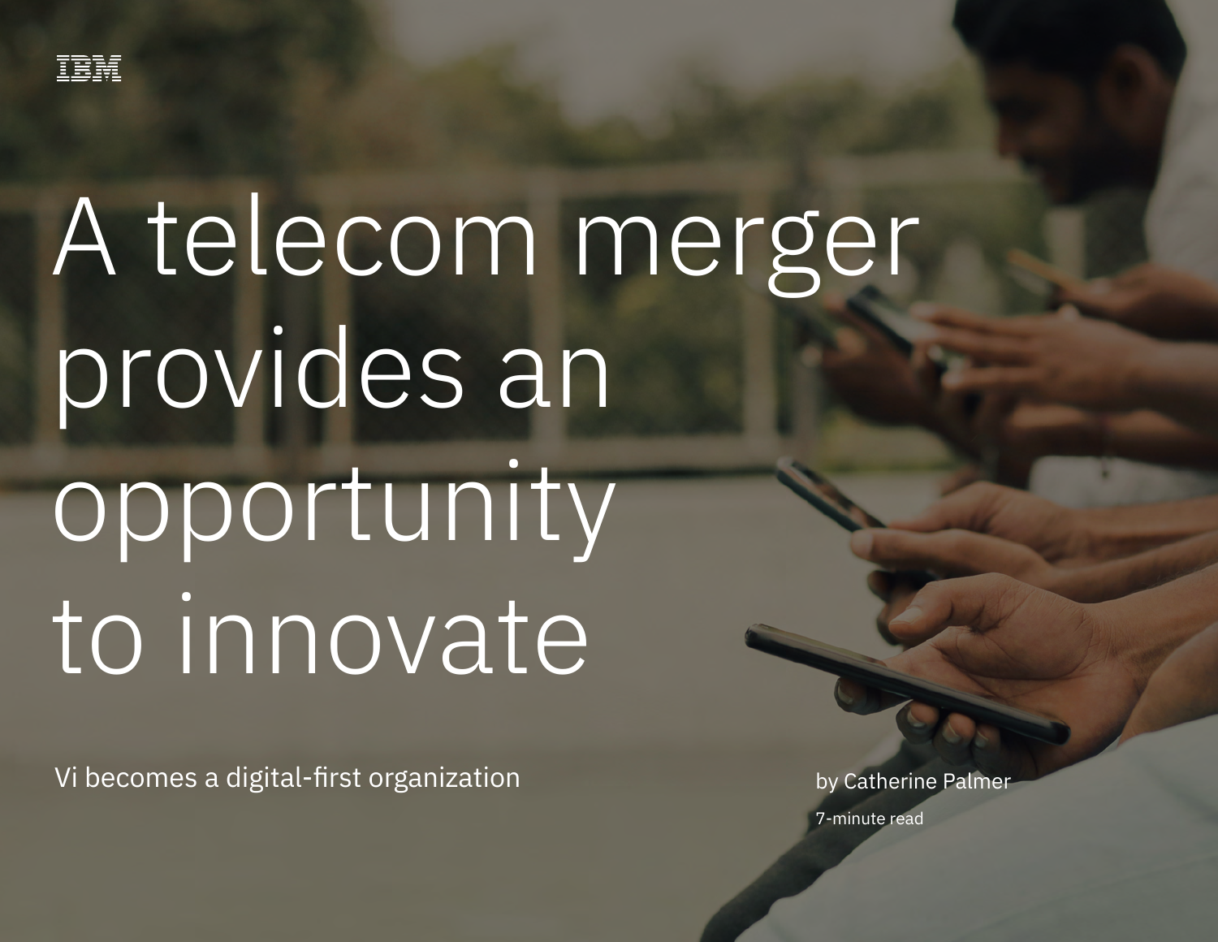IBM

# A telecom merger provides an opportunity to innovate

Vi becomes a digital-first organization

by Catherine Palmer

7-minute read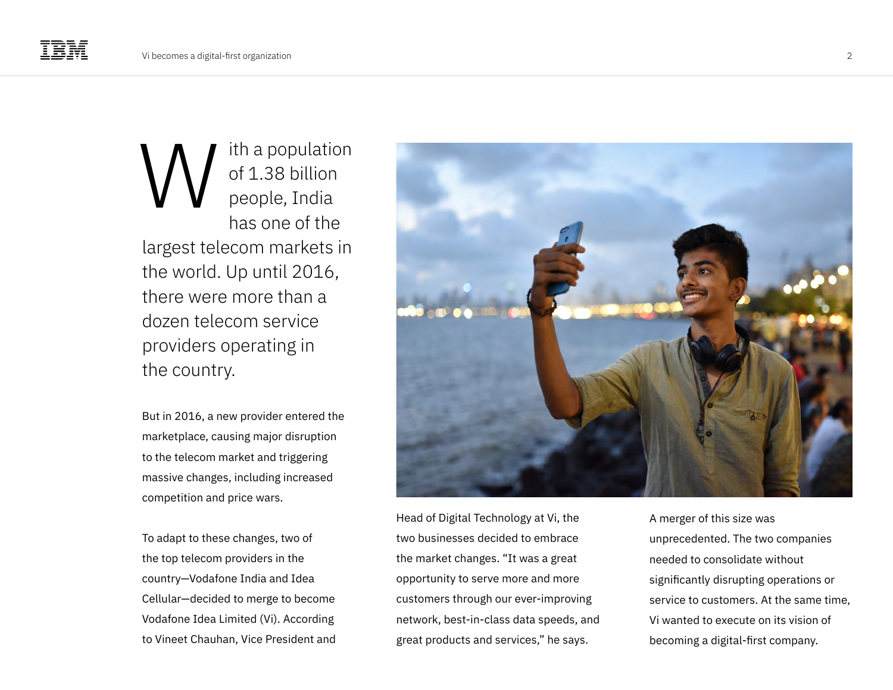With a population of 1.38 billion people, India has one of the largest telecom markets in the world. Up until 2016, there were more than a dozen telecom service providers operating in the country.

But in 2016, a new provider entered the marketplace, causing major disruption to the telecom market and triggering massive changes, including increased competition and price wars.

To adapt to these changes, two of the top telecom providers in the country—Vodafone India and Idea Cellular—decided to merge to become Vodafone Idea Limited (Vi). According to Vineet Chauhan, Vice President and Head of Digital Technology at Vi, the two businesses decided to embrace the market changes. "It was a great opportunity to serve more and more customers through our ever-improving network, best-in-class data speeds, and great products and services," he says.

A merger of this size was unprecedented. The two companies needed to consolidate without significantly disrupting operations or service to customers. At the same time, Vi wanted to execute on its vision of becoming a digital-first company.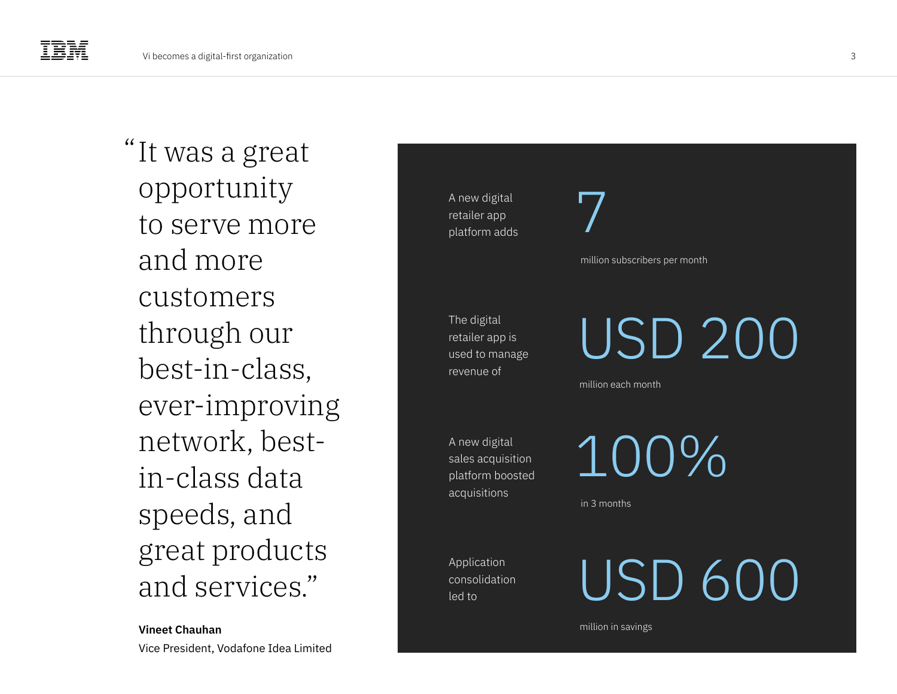"It was a great opportunity to serve more and more customers through our best-in-class, ever-improving network, best-in-class data speeds, and great products and services."

**Vineet Chauhan**
Vice President, Vodafone Idea Limited

A new digital retailer app platform adds **7** million subscribers per month

The digital retailer app is used to manage revenue of **USD 200** million each month

A new digital sales acquisition platform boosted acquisitions **100%** in 3 months

Application consolidation led to **USD 600** million in savings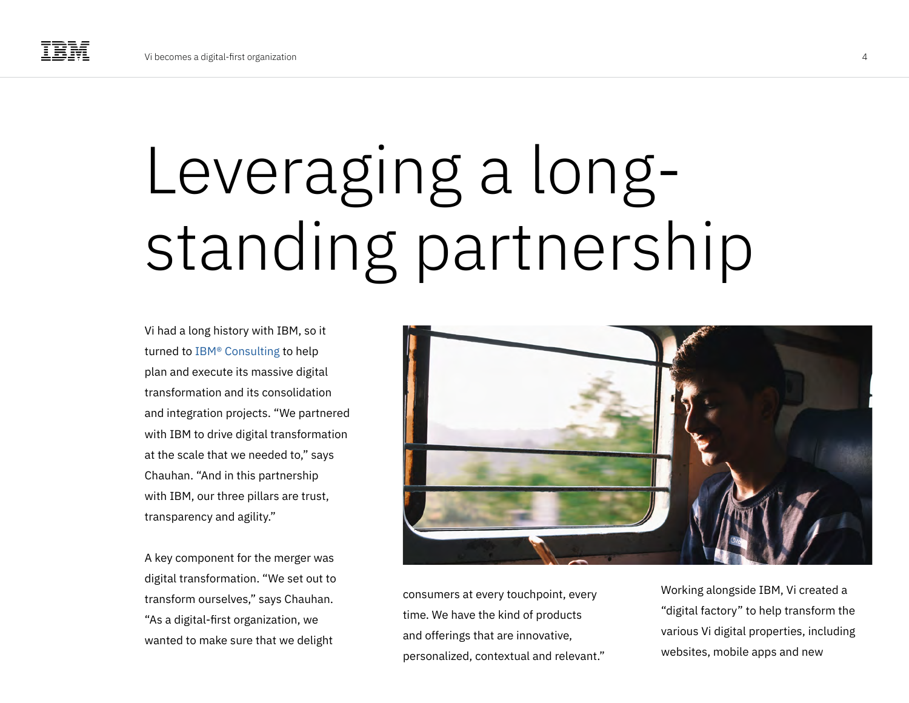# Leveraging a long-standing partnership

Vi had a long history with IBM, so it turned to IBM® Consulting to help plan and execute its massive digital transformation and its consolidation and integration projects. "We partnered with IBM to drive digital transformation at the scale that we needed to," says Chauhan. "And in this partnership with IBM, our three pillars are trust, transparency and agility."

A key component for the merger was digital transformation. "We set out to transform ourselves," says Chauhan. "As a digital-first organization, we wanted to make sure that we delight consumers at every touchpoint, every time. We have the kind of products and offerings that are innovative, personalized, contextual and relevant."

Working alongside IBM, Vi created a "digital factory" to help transform the various Vi digital properties, including websites, mobile apps and new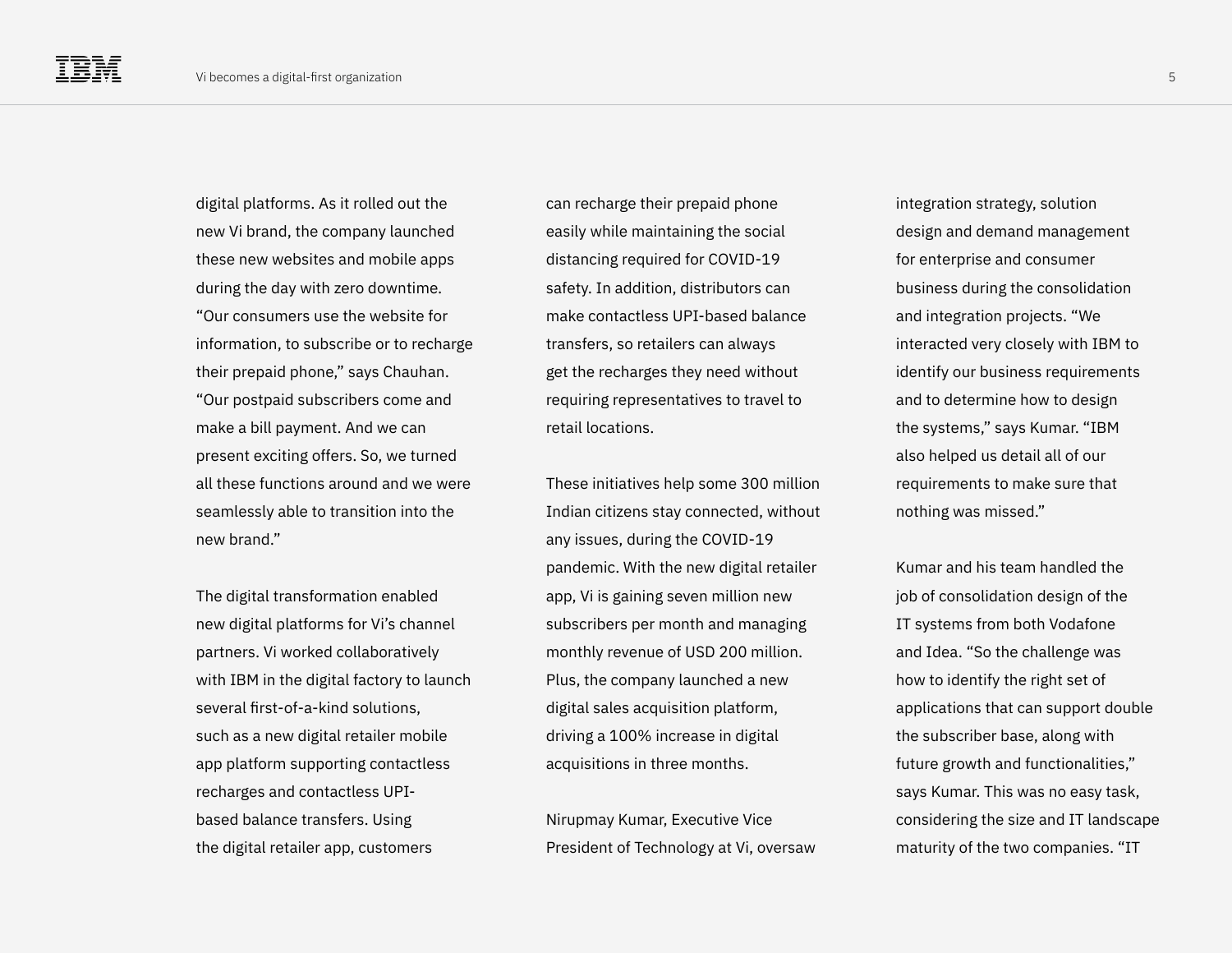digital platforms. As it rolled out the new Vi brand, the company launched these new websites and mobile apps during the day with zero downtime. "Our consumers use the website for information, to subscribe or to recharge their prepaid phone," says Chauhan. "Our postpaid subscribers come and make a bill payment. And we can present exciting offers. So, we turned all these functions around and we were seamlessly able to transition into the new brand."

The digital transformation enabled new digital platforms for Vi's channel partners. Vi worked collaboratively with IBM in the digital factory to launch several first-of-a-kind solutions, such as a new digital retailer mobile app platform supporting contactless recharges and contactless UPI-based balance transfers. Using the digital retailer app, customers can recharge their prepaid phone easily while maintaining the social distancing required for COVID-19 safety. In addition, distributors can make contactless UPI-based balance transfers, so retailers can always get the recharges they need without requiring representatives to travel to retail locations.

These initiatives help some 300 million Indian citizens stay connected, without any issues, during the COVID-19 pandemic. With the new digital retailer app, Vi is gaining seven million new subscribers per month and managing monthly revenue of USD 200 million. Plus, the company launched a new digital sales acquisition platform, driving a 100% increase in digital acquisitions in three months.

Nirupmay Kumar, Executive Vice President of Technology at Vi, oversaw integration strategy, solution design and demand management for enterprise and consumer business during the consolidation and integration projects. "We interacted very closely with IBM to identify our business requirements and to determine how to design the systems," says Kumar. "IBM also helped us detail all of our requirements to make sure that nothing was missed."

Kumar and his team handled the job of consolidation design of the IT systems from both Vodafone and Idea. "So the challenge was how to identify the right set of applications that can support double the subscriber base, along with future growth and functionalities," says Kumar. This was no easy task, considering the size and IT landscape maturity of the two companies. "IT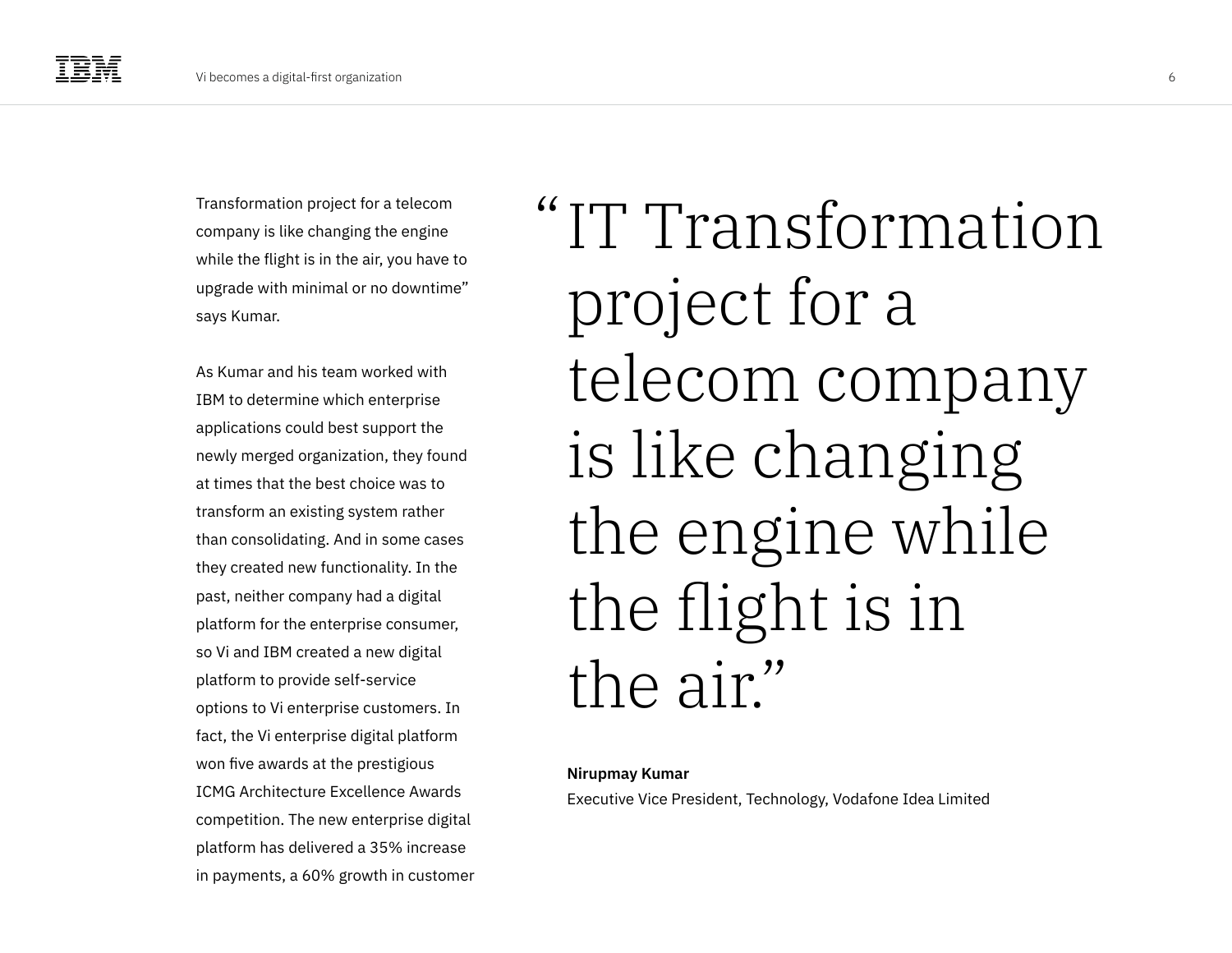Transformation project for a telecom company is like changing the engine while the flight is in the air, you have to upgrade with minimal or no downtime" says Kumar.

As Kumar and his team worked with IBM to determine which enterprise applications could best support the newly merged organization, they found at times that the best choice was to transform an existing system rather than consolidating. And in some cases they created new functionality. In the past, neither company had a digital platform for the enterprise consumer, so Vi and IBM created a new digital platform to provide self-service options to Vi enterprise customers. In fact, the Vi enterprise digital platform won five awards at the prestigious ICMG Architecture Excellence Awards competition. The new enterprise digital platform has delivered a 35% increase in payments, a 60% growth in customer

> "IT Transformation project for a telecom company is like changing the engine while the flight is in the air."
>
> **Nirupmay Kumar**
> Executive Vice President, Technology, Vodafone Idea Limited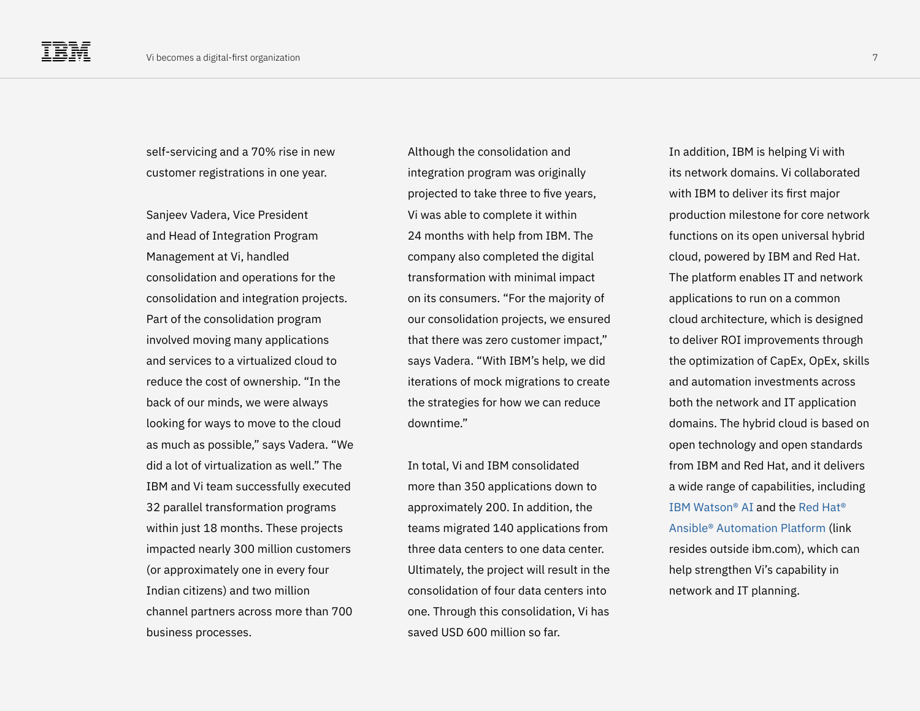self-servicing and a 70% rise in new customer registrations in one year.

Sanjeev Vadera, Vice President and Head of Integration Program Management at Vi, handled consolidation and operations for the consolidation and integration projects. Part of the consolidation program involved moving many applications and services to a virtualized cloud to reduce the cost of ownership. "In the back of our minds, we were always looking for ways to move to the cloud as much as possible," says Vadera. "We did a lot of virtualization as well." The IBM and Vi team successfully executed 32 parallel transformation programs within just 18 months. These projects impacted nearly 300 million customers (or approximately one in every four Indian citizens) and two million channel partners across more than 700 business processes.

Although the consolidation and integration program was originally projected to take three to five years, Vi was able to complete it within 24 months with help from IBM. The company also completed the digital transformation with minimal impact on its consumers. "For the majority of our consolidation projects, we ensured that there was zero customer impact," says Vadera. "With IBM's help, we did iterations of mock migrations to create the strategies for how we can reduce downtime."

In total, Vi and IBM consolidated more than 350 applications down to approximately 200. In addition, the teams migrated 140 applications from three data centers to one data center. Ultimately, the project will result in the consolidation of four data centers into one. Through this consolidation, Vi has saved USD 600 million so far.

In addition, IBM is helping Vi with its network domains. Vi collaborated with IBM to deliver its first major production milestone for core network functions on its open universal hybrid cloud, powered by IBM and Red Hat. The platform enables IT and network applications to run on a common cloud architecture, which is designed to deliver ROI improvements through the optimization of CapEx, OpEx, skills and automation investments across both the network and IT application domains. The hybrid cloud is based on open technology and open standards from IBM and Red Hat, and it delivers a wide range of capabilities, including IBM Watson® AI and the Red Hat® Ansible® Automation Platform (link resides outside ibm.com), which can help strengthen Vi's capability in network and IT planning.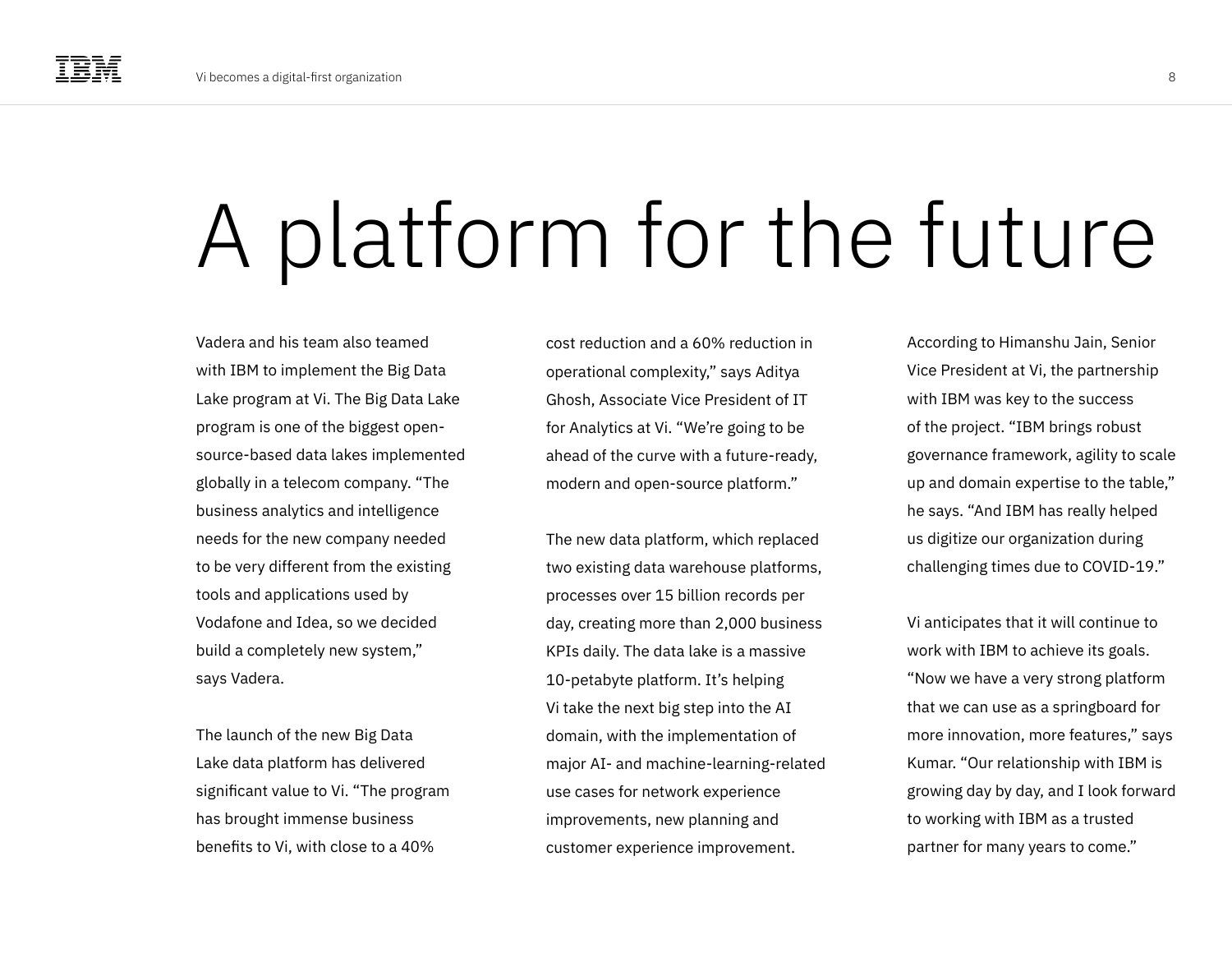# A platform for the future

Vadera and his team also teamed with IBM to implement the Big Data Lake program at Vi. The Big Data Lake program is one of the biggest open-source-based data lakes implemented globally in a telecom company. "The business analytics and intelligence needs for the new company needed to be very different from the existing tools and applications used by Vodafone and Idea, so we decided build a completely new system," says Vadera.

The launch of the new Big Data Lake data platform has delivered significant value to Vi. "The program has brought immense business benefits to Vi, with close to a 40% cost reduction and a 60% reduction in operational complexity," says Aditya Ghosh, Associate Vice President of IT for Analytics at Vi. "We're going to be ahead of the curve with a future-ready, modern and open-source platform."

The new data platform, which replaced two existing data warehouse platforms, processes over 15 billion records per day, creating more than 2,000 business KPIs daily. The data lake is a massive 10-petabyte platform. It's helping Vi take the next big step into the AI domain, with the implementation of major AI- and machine-learning-related use cases for network experience improvements, new planning and customer experience improvement.

According to Himanshu Jain, Senior Vice President at Vi, the partnership with IBM was key to the success of the project. "IBM brings robust governance framework, agility to scale up and domain expertise to the table," he says. "And IBM has really helped us digitize our organization during challenging times due to COVID-19."

Vi anticipates that it will continue to work with IBM to achieve its goals. "Now we have a very strong platform that we can use as a springboard for more innovation, more features," says Kumar. "Our relationship with IBM is growing day by day, and I look forward to working with IBM as a trusted partner for many years to come."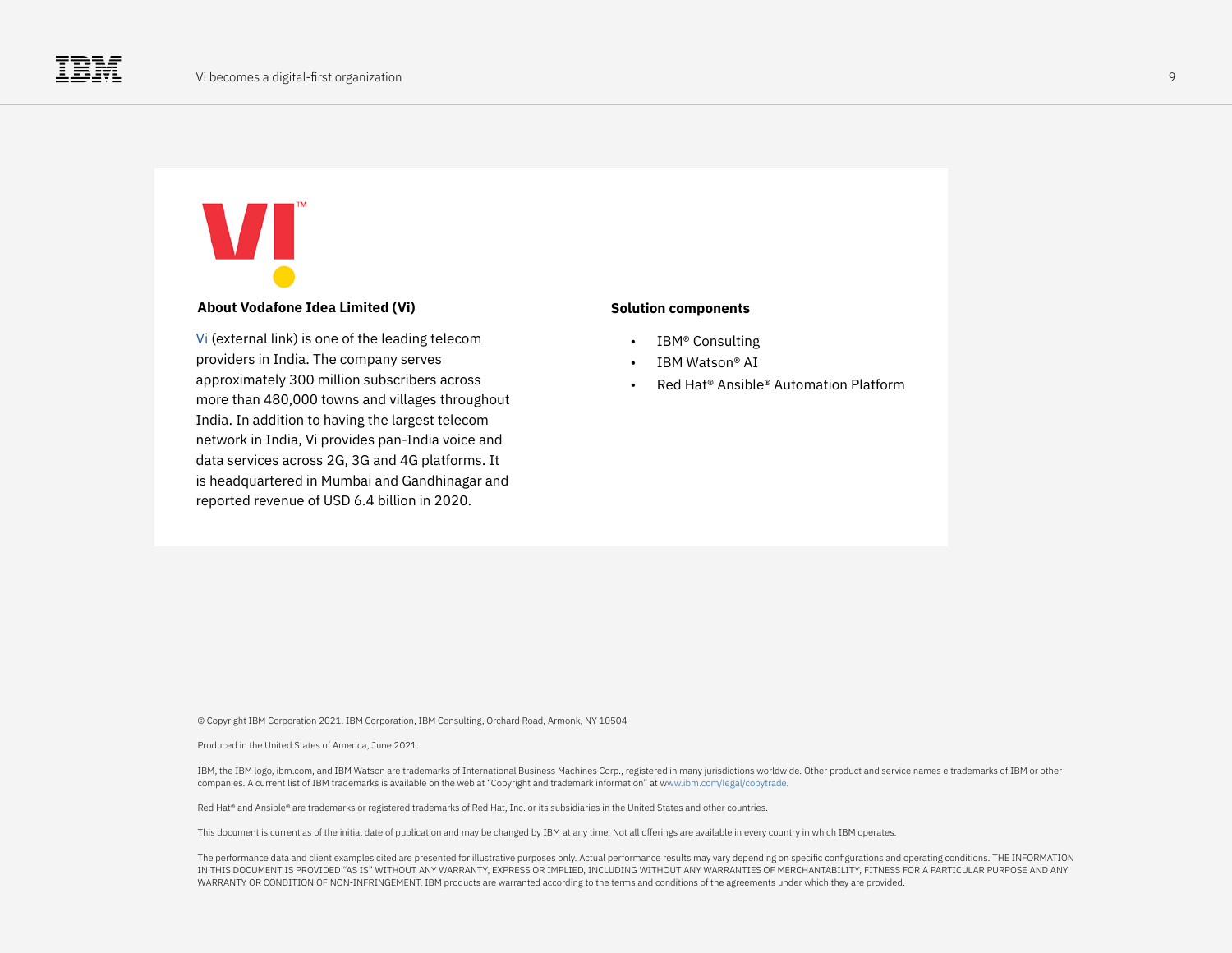## About Vodafone Idea Limited (Vi)

Vi (external link) is one of the leading telecom providers in India. The company serves approximately 300 million subscribers across more than 480,000 towns and villages throughout India. In addition to having the largest telecom network in India, Vi provides pan-India voice and data services across 2G, 3G and 4G platforms. It is headquartered in Mumbai and Gandhinagar and reported revenue of USD 6.4 billion in 2020.

## Solution components

- IBM® Consulting
- IBM Watson® AI
- Red Hat® Ansible® Automation Platform

© Copyright IBM Corporation 2021. IBM Corporation, IBM Consulting, Orchard Road, Armonk, NY 10504

Produced in the United States of America, June 2021.

IBM, the IBM logo, ibm.com, and IBM Watson are trademarks of International Business Machines Corp., registered in many jurisdictions worldwide. Other product and service names e trademarks of IBM or other companies. A current list of IBM trademarks is available on the web at "Copyright and trademark information" at www.ibm.com/legal/copytrade.

Red Hat® and Ansible® are trademarks or registered trademarks of Red Hat, Inc. or its subsidiaries in the United States and other countries.

This document is current as of the initial date of publication and may be changed by IBM at any time. Not all offerings are available in every country in which IBM operates.

The performance data and client examples cited are presented for illustrative purposes only. Actual performance results may vary depending on specific configurations and operating conditions. THE INFORMATION IN THIS DOCUMENT IS PROVIDED "AS IS" WITHOUT ANY WARRANTY, EXPRESS OR IMPLIED, INCLUDING WITHOUT ANY WARRANTIES OF MERCHANTABILITY, FITNESS FOR A PARTICULAR PURPOSE AND ANY WARRANTY OR CONDITION OF NON-INFRINGEMENT. IBM products are warranted according to the terms and conditions of the agreements under which they are provided.